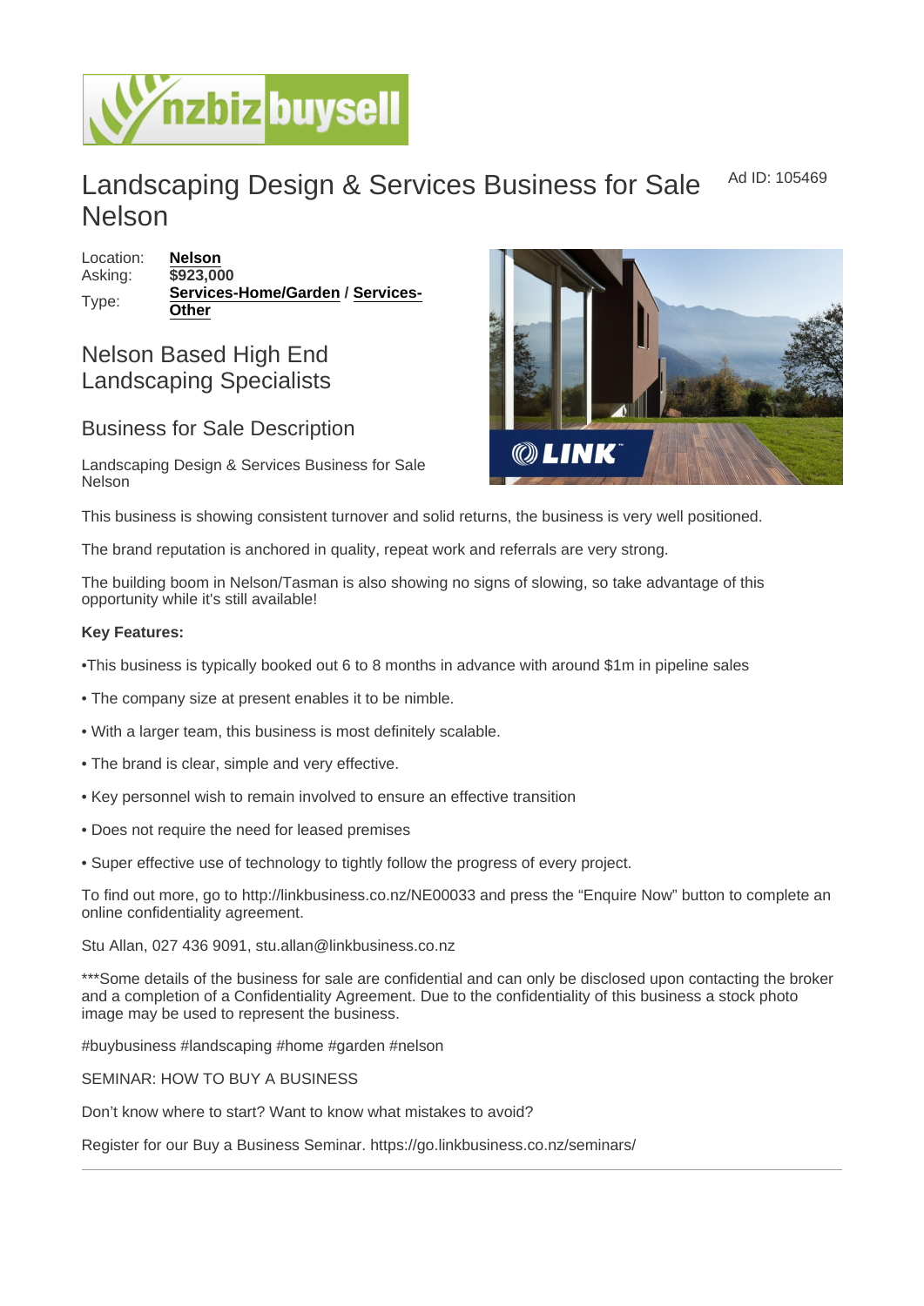# Landscaping Design & Services Business for Sale Nelson

Ad ID: 105469

Location: **Nelson**
Asking: **$923,000**
Type: **Services-Home/Garden** / **Services-Other**

## Nelson Based High End Landscaping Specialists

## Business for Sale Description

Landscaping Design & Services Business for Sale Nelson

This business is showing consistent turnover and solid returns, the business is very well positioned.

The brand reputation is anchored in quality, repeat work and referrals are very strong.

The building boom in Nelson/Tasman is also showing no signs of slowing, so take advantage of this opportunity while it's still available!

**Key Features:**

•This business is typically booked out 6 to 8 months in advance with around $1m in pipeline sales

• The company size at present enables it to be nimble.

• With a larger team, this business is most definitely scalable.

• The brand is clear, simple and very effective.

• Key personnel wish to remain involved to ensure an effective transition

• Does not require the need for leased premises

• Super effective use of technology to tightly follow the progress of every project.

To find out more, go to http://linkbusiness.co.nz/NE00033 and press the "Enquire Now" button to complete an online confidentiality agreement.

Stu Allan, 027 436 9091, stu.allan@linkbusiness.co.nz

***Some details of the business for sale are confidential and can only be disclosed upon contacting the broker and a completion of a Confidentiality Agreement. Due to the confidentiality of this business a stock photo image may be used to represent the business.

#buybusiness #landscaping #home #garden #nelson

SEMINAR: HOW TO BUY A BUSINESS

Don't know where to start? Want to know what mistakes to avoid?

Register for our Buy a Business Seminar. https://go.linkbusiness.co.nz/seminars/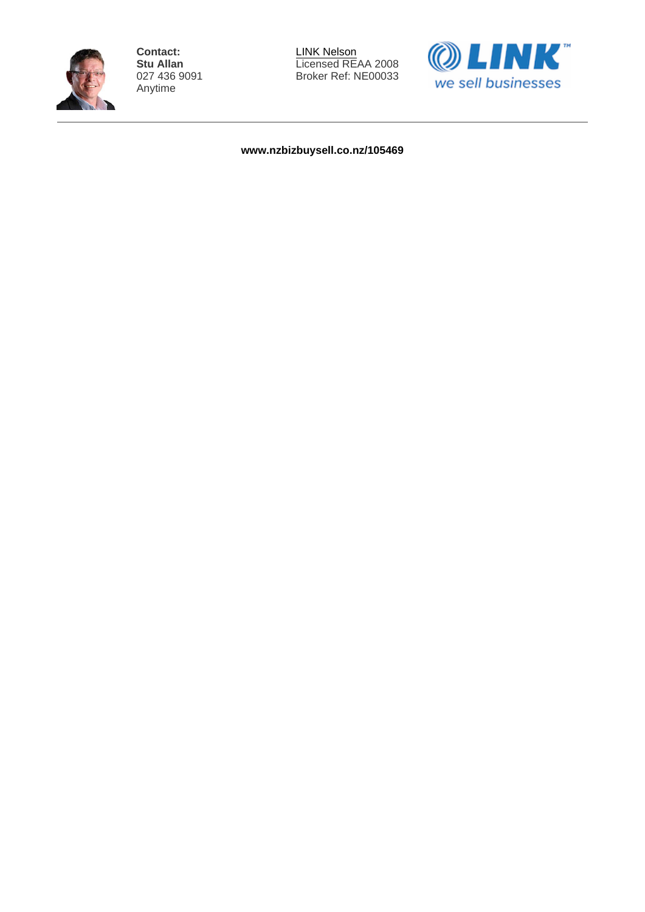**Contact:**
**Stu Allan**
027 436 9091
Anytime

LINK Nelson
Licensed REAA 2008
Broker Ref: NE00033

LINK we sell businesses

---

**www.nzbizbuysell.co.nz/105469**